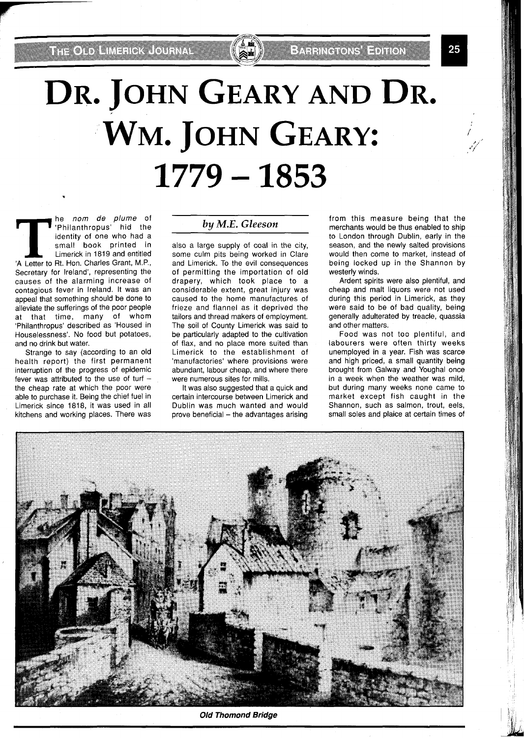# DR. JOHN GEARY AND DR. WM. JOHN GEARY: 1779 – 1853

*by M.E. Gleeson*

The *nom de plume* of 'Philanthropus' hid the identity of one who had a small book printed in Limerick in 1819 and entitled 'A Letter to Rt. Hon. Charles Grant, M.P., Secretary for Ireland', representing the causes of the alarming increase of contagious fever in Ireland. It was an appeal that something should be done to alleviate the sufferings of the poor people at that time, many of whom 'Philanthropus' described as 'Housed in Houselessness'. No food but potatoes, and no drink but water.

Strange to say (according to an old health report) the first permanent interruption of the progress of epidemic fever was attributed to the use of turf – the cheap rate at which the poor were able to purchase it. Being the chief fuel in Limerick since 1818, it was used in all kitchens and working places. There was also a large supply of coal in the city, some culm pits being worked in Clare and Limerick. To the evil consequences of permitting the importation of old drapery, which took place to a considerable extent, great injury was caused to the home manufactures of frieze and flannel as it deprived the tailors and thread makers of employment. The soil of County Limerick was said to be particularly adapted to the cultivation of flax, and no place more suited than Limerick to the establishment of 'manufactories' where provisions were abundant, labour cheap, and where there were numerous sites for mills.

It was also suggested that a quick and certain intercourse between Limerick and Dublin was much wanted and would prove beneficial – the advantages arising from this measure being that the merchants would be thus enabled to ship to London through Dublin, early in the season, and the newly salted provisions would then come to market, instead of being locked up in the Shannon by westerly winds.

Ardent spirits were also plentiful, and cheap and malt liquors were not used during this period in Limerick, as they were said to be of bad quality, being generally adulterated by treacle, quassia and other matters.

Food was not too plentiful, and labourers were often thirty weeks unemployed in a year. Fish was scarce and high priced, a small quantity being brought from Galway and Youghal once in a week when the weather was mild, but during many weeks none came to market except fish caught in the Shannon, such as salmon, trout, eels, small soles and plaice at certain times of

**Old Thomond Bridge**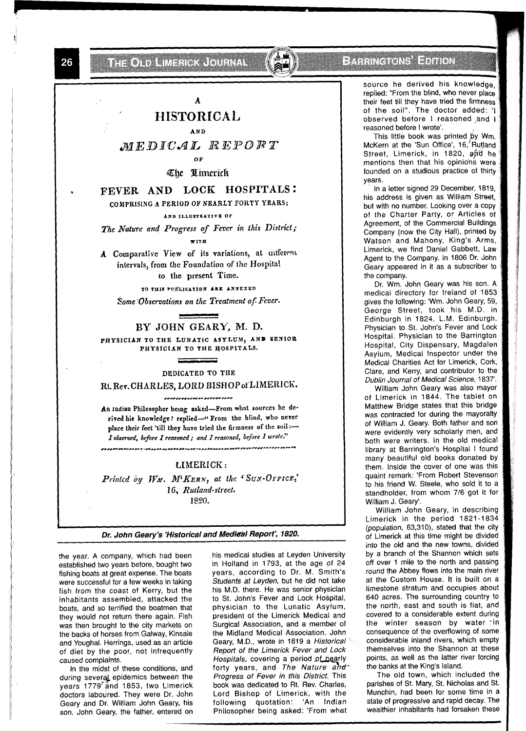A

# HISTORICAL

AND

## MEDICAL REPORT

OF

The Limerick

## FEVER AND LOCK HOSPITALS:

COMPRISING A PERIOD OF NEARLY FORTY YEARS;

AND ILLUSTRATIVE OF

*The Nature and Progress of Fever in this District;*

WITH

A Comparative View of its variations, at different intervals, from the Foundation of the Hospital to the present Time.

TO THIS PUBLICATION ARE ANNEXED

*Some Observations on the Treatment of Fever.*

### BY JOHN GEARY, M. D.

PHYSICIAN TO THE LUNATIC ASYLUM, AND SENIOR PHYSICIAN TO THE HOSPITALS.

DEDICATED TO THE

Rt. Rev. CHARLES, LORD BISHOP of LIMERICK.

An Indian Philosopher being asked—From what sources he derived his knowledge? replied—"From the blind, who never place their feet 'till they have tried the firmness of the soil:— *I observed, before I reasoned; and I reasoned, before I wrote.*"

LIMERICK:

*Printed by Wm. M'Kern, at the 'Sun-Office,'* 16, *Rutland-street.* 1820.

***Dr. John Geary's 'Historical and Medical Report', 1820.***

the year. A company, which had been established two years before, bought two fishing boats at great expense. The boats were successful for a few weeks in taking fish from the coast of Kerry, but the inhabitants assembled, attacked the boats, and so terrified the boatmen that they would not return there again. Fish was then brought to the city markets on the backs of horses from Galway, Kinsale and Youghal. Herrings, used as an article of diet by the poor, not infrequently caused complaints.

In the midst of these conditions, and during several epidemics between the years 1779 and 1853, two Limerick doctors laboured. They were Dr. John Geary and Dr. William John Geary, his son. John Geary, the father, entered on his medical studies at Leyden University in Holland in 1793, at the age of 24 years, according to Dr. M. Smith's *Students at Leyden*, but he did not take his M.D. there. He was senior physician to St. John's Fever and Lock Hospital, physician to the Lunatic Asylum, president of the Limerick Medical and Surgical Association, and a member of the Midland Medical Association. John Geary, M.D., wrote in 1819 a *Historical Report of the Limerick Fever and Lock Hospitals*, covering a period of nearly forty years, and *The Nature and Progress of Fever in this District.* This book was dedicated to Rt. Rev. Charles, Lord Bishop of Limerick, with the following quotation: 'An Indian Philosopher being asked: 'From what source he derived his knowledge, replied: "From the blind, who never place their feet till they have tried the firmness of the soil". The doctor added: 'I observed before I reasoned and I reasoned before I wrote'.

This little book was printed by Wm. McKern at the 'Sun Office', 16, Rutland Street, Limerick, in 1820, and he mentions then that his opinions were founded on a studious practice of thirty years.

In a letter signed 29 December, 1819, his address is given as William Street, but with no number. Looking over a copy of the Charter Party, or Articles of Agreement, of the Commercial Buildings Company (now the City Hall), printed by Watson and Mahony, King's Arms, Limerick, we find Daniel Gabbett, Law Agent to the Company. In 1806 Dr. John Geary appeared in it as a subscriber to the company.

Dr. Wm. John Geary was his son. A medical directory for Ireland of 1853 gives the following: 'Wm. John Geary, 59, George Street, took his M.D. in Edinburgh in 1824. L.M. Edinburgh. Physician to St. John's Fever and Lock Hospital. Physician to the Barrington Hospital, City Dispensary, Magdalen Asylum, Medical Inspector under the Medical Charities Act for Limerick, Cork, Clare, and Kerry, and contributor to the *Dublin Journal of Medical Science*, 1837'.

William John Geary was also mayor of Limerick in 1844. The tablet on Matthew Bridge states that this bridge was contracted for during the mayoralty of William J. Geary. Both father and son were evidently very scholarly men, and both were writers. In the old medical library at Barrington's Hospital I found many beautiful old books donated by them. Inside the cover of one was this quaint remark: 'From Robert Stevenson to his friend W. Steele, who sold it to a standholder, from whom 7/6 got it for William J. Geary'.

William John Geary, in describing Limerick in the period 1821-1834 (population, 63,310), stated that the city of Limerick at this time might be divided into the old and the new towns, divided by a branch of the Shannon which sets off over 1 mile to the north and passing round the Abbey flows into the main river at the Custom House. It is built on a limestone stratum and occupies about 640 acres. The surrounding country to the north, east and south is flat, and covered to a considerable extent during the winter season by water 'in consequence of the overflowing of some considerable inland rivers, which empty themselves into the Shannon at these points, as well as the latter river forcing the banks at the King's Island.

The old town, which included the parishes of St. Mary, St. Nicholas and St. Munchin, had been for some time in a state of progressive and rapid decay. The wealthier inhabitants had forsaken these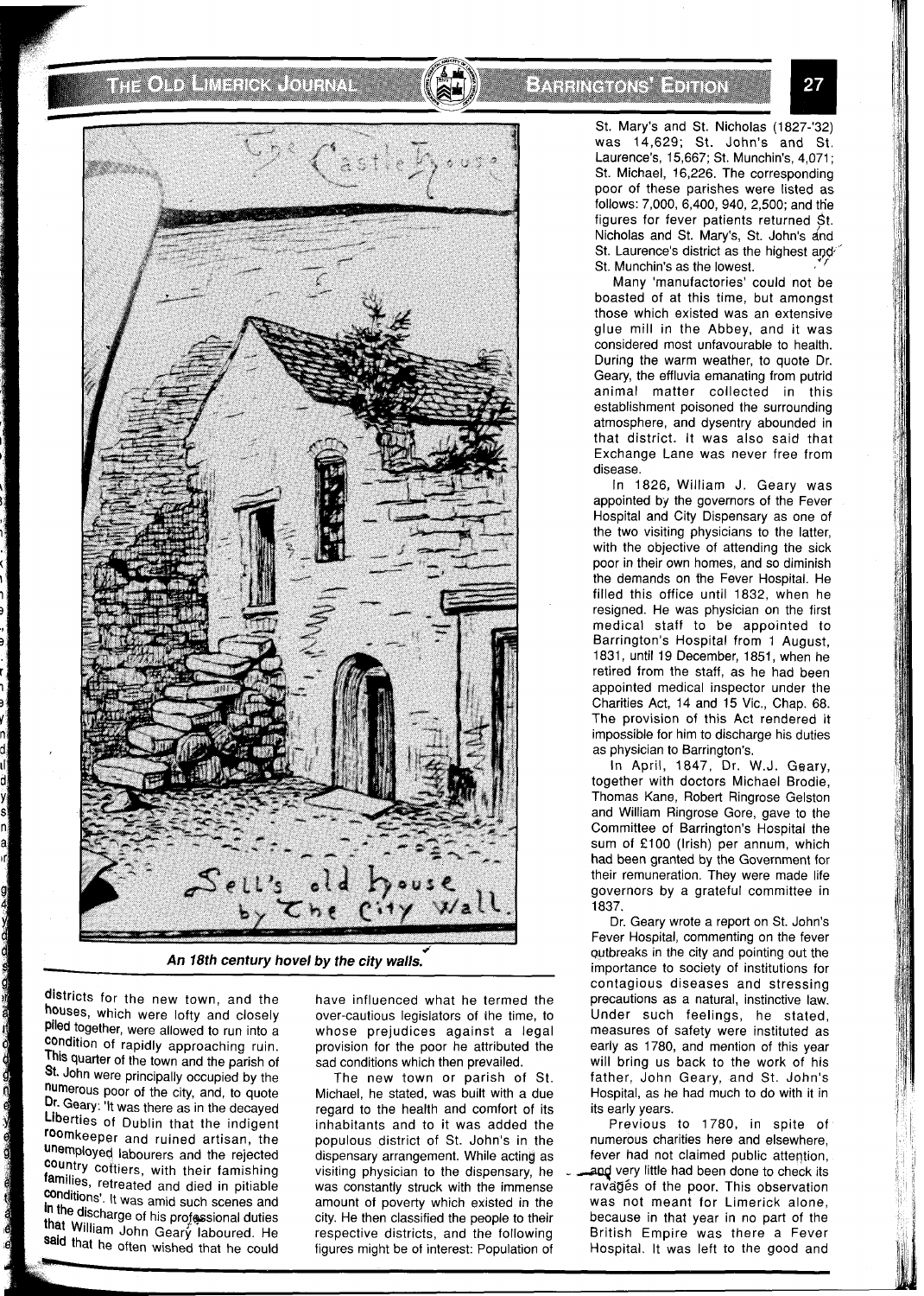An 18th century hovel by the city walls.

districts for the new town, and the houses, which were lofty and closely piled together, were allowed to run into a condition of rapidly approaching ruin. This quarter of the town and the parish of St. John were principally occupied by the numerous poor of the city, and, to quote Dr. Geary: 'It was there as in the decayed Liberties of Dublin that the indigent roomkeeper and ruined artisan, the unemployed labourers and the rejected country cottiers, with their famishing families, retreated and died in pitiable conditions'. It was amid such scenes and in the discharge of his professional duties that William John Geary laboured. He said that he often wished that he could have influenced what he termed the over-cautious legislators of the time, to whose prejudices against a legal provision for the poor he attributed the sad conditions which then prevailed.

The new town or parish of St. Michael, he stated, was built with a due regard to the health and comfort of its inhabitants and to it was added the populous district of St. John's in the dispensary arrangement. While acting as visiting physician to the dispensary, he was constantly struck with the immense amount of poverty which existed in the city. He then classified the people to their respective districts, and the following figures might be of interest: Population of St. Mary's and St. Nicholas (1827-'32) was 14,629; St. John's and St. Laurence's, 15,667; St. Munchin's, 4,071; St. Michael, 16,226. The corresponding poor of these parishes were listed as follows: 7,000, 6,400, 940, 2,500; and the figures for fever patients returned St. Nicholas and St. Mary's, St. John's and St. Laurence's district as the highest and St. Munchin's as the lowest.

Many 'manufactories' could not be boasted of at this time, but amongst those which existed was an extensive glue mill in the Abbey, and it was considered most unfavourable to health. During the warm weather, to quote Dr. Geary, the effluvia emanating from putrid animal matter collected in this establishment poisoned the surrounding atmosphere, and dysentry abounded in that district. It was also said that Exchange Lane was never free from disease.

In 1826, William J. Geary was appointed by the governors of the Fever Hospital and City Dispensary as one of the two visiting physicians to the latter, with the objective of attending the sick poor in their own homes, and so diminish the demands on the Fever Hospital. He filled this office until 1832, when he resigned. He was physician on the first medical staff to be appointed to Barrington's Hospital from 1 August, 1831, until 19 December, 1851, when he retired from the staff, as he had been appointed medical inspector under the Charities Act, 14 and 15 Vic., Chap. 68. The provision of this Act rendered it impossible for him to discharge his duties as physician to Barrington's.

In April, 1847, Dr. W.J. Geary, together with doctors Michael Brodie, Thomas Kane, Robert Ringrose Gelston and William Ringrose Gore, gave to the Committee of Barrington's Hospital the sum of £100 (Irish) per annum, which had been granted by the Government for their remuneration. They were made life governors by a grateful committee in 1837.

Dr. Geary wrote a report on St. John's Fever Hospital, commenting on the fever outbreaks in the city and pointing out the importance to society of institutions for contagious diseases and stressing precautions as a natural, instinctive law. Under such feelings, he stated, measures of safety were instituted as early as 1780, and mention of this year will bring us back to the work of his father, John Geary, and St. John's Hospital, as he had much to do with it in its early years.

Previous to 1780, in spite of numerous charities here and elsewhere, fever had not claimed public attention, and very little had been done to check its ravages of the poor. This observation was not meant for Limerick alone, because in that year in no part of the British Empire was there a Fever Hospital. It was left to the good and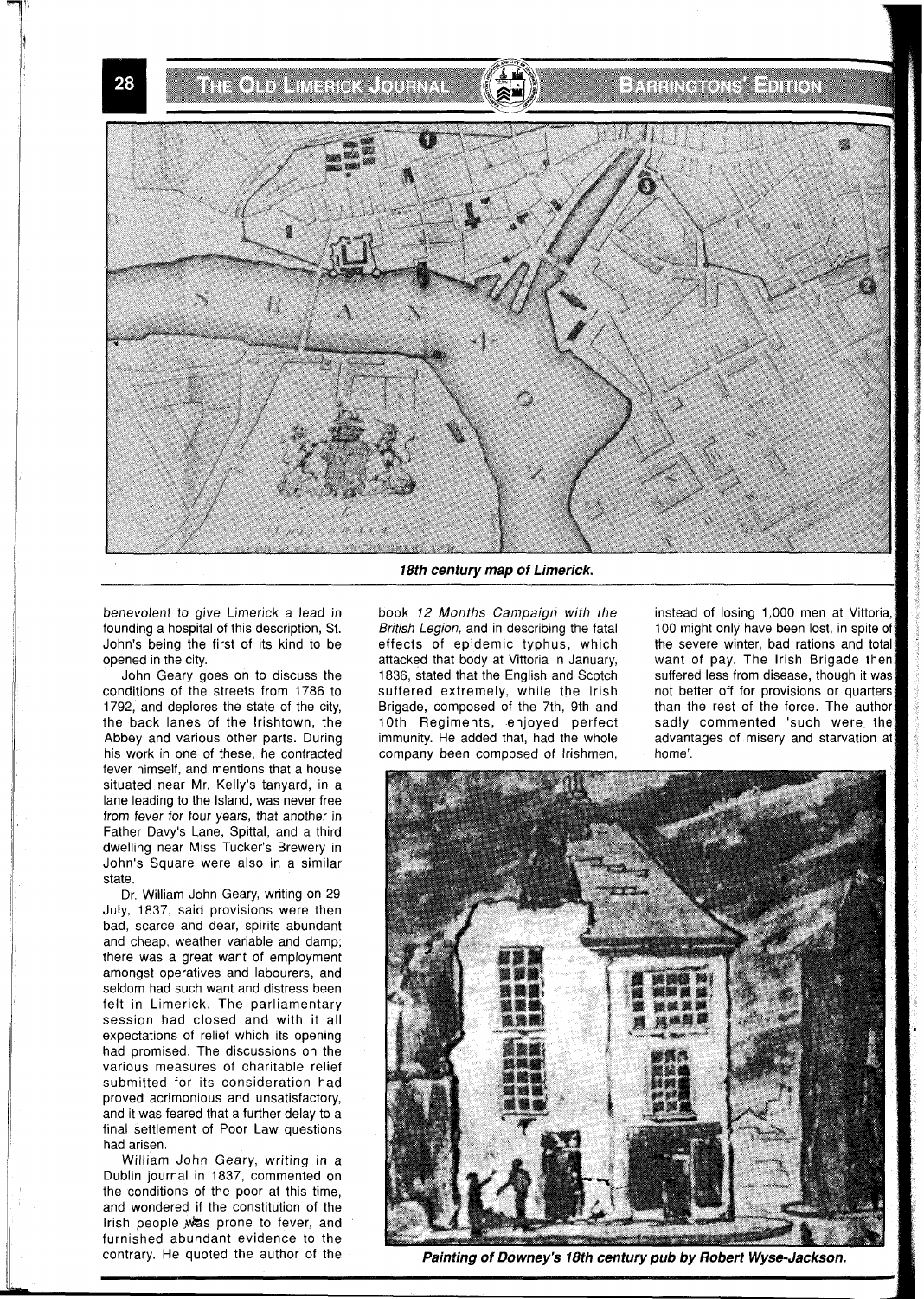*18th century map of Limerick.*

benevolent to give Limerick a lead in founding a hospital of this description, St. John's being the first of its kind to be opened in the city.

John Geary goes on to discuss the conditions of the streets from 1786 to 1792, and deplores the state of the city, the back lanes of the Irishtown, the Abbey and various other parts. During his work in one of these, he contracted fever himself, and mentions that a house situated near Mr. Kelly's tanyard, in a lane leading to the Island, was never free from fever for four years, that another in Father Davy's Lane, Spittal, and a third dwelling near Miss Tucker's Brewery in John's Square were also in a similar state.

Dr. William John Geary, writing on 29 July, 1837, said provisions were then bad, scarce and dear, spirits abundant and cheap, weather variable and damp; there was a great want of employment amongst operatives and labourers, and seldom had such want and distress been felt in Limerick. The parliamentary session had closed and with it all expectations of relief which its opening had promised. The discussions on the various measures of charitable relief submitted for its consideration had proved acrimonious and unsatisfactory, and it was feared that a further delay to a final settlement of Poor Law questions had arisen.

William John Geary, writing in a Dublin journal in 1837, commented on the conditions of the poor at this time, and wondered if the constitution of the Irish people was prone to fever, and furnished abundant evidence to the contrary. He quoted the author of the book *12 Months Campaign with the British Legion*, and in describing the fatal effects of epidemic typhus, which attacked that body at Vittoria in January, 1836, stated that the English and Scotch suffered extremely, while the Irish Brigade, composed of the 7th, 9th and 10th Regiments, enjoyed perfect immunity. He added that, had the whole company been composed of Irishmen, instead of losing 1,000 men at Vittoria, 100 might only have been lost, in spite of the severe winter, bad rations and total want of pay. The Irish Brigade then suffered less from disease, though it was not better off for provisions or quarters than the rest of the force. The author sadly commented 'such were the advantages of misery and starvation at home'.

***Painting of Downey's 18th century pub by Robert Wyse-Jackson.***